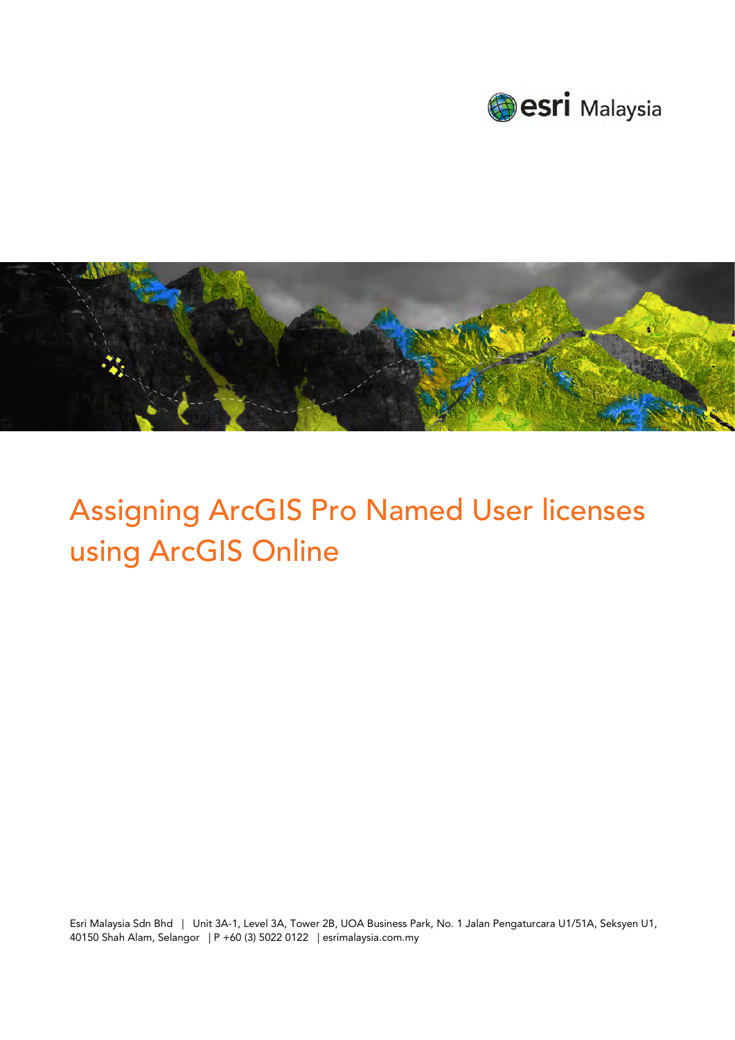# Assigning ArcGIS Pro Named User licenses using ArcGIS Online

Esri Malaysia Sdn Bhd | Unit 3A-1, Level 3A, Tower 2B, UOA Business Park, No. 1 Jalan Pengaturcara U1/51A, Seksyen U1, 40150 Shah Alam, Selangor | P +60 (3) 5022 0122 | esrimalaysia.com.my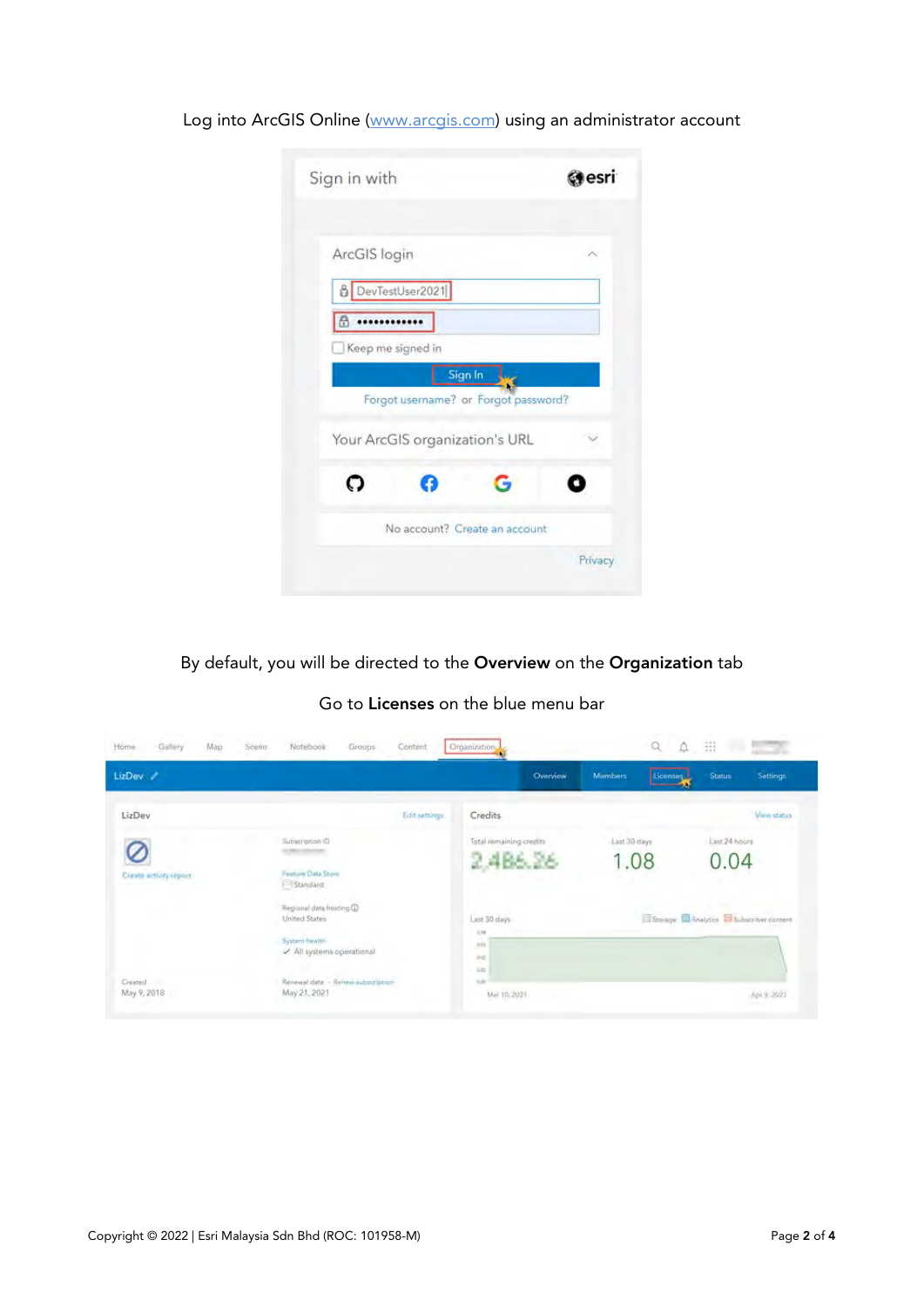Log into ArcGIS Online ([www.arcgis.com](http://www.arcgis.com)) using an administrator account

By default, you will be directed to the **Overview** on the **Organization** tab

Go to **Licenses** on the blue menu bar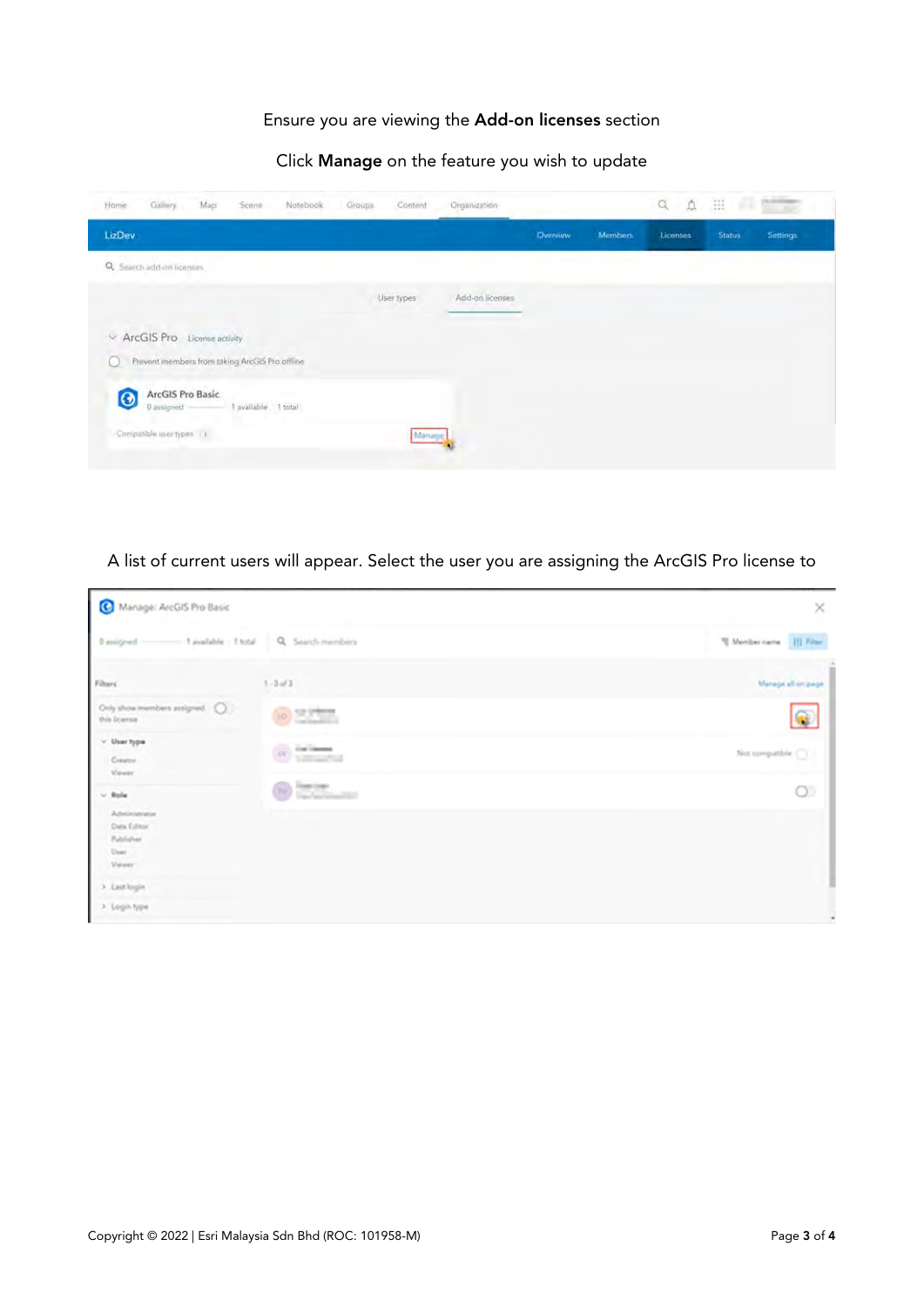Ensure you are viewing the **Add-on licenses** section

Click **Manage** on the feature you wish to update

A list of current users will appear. Select the user you are assigning the ArcGIS Pro license to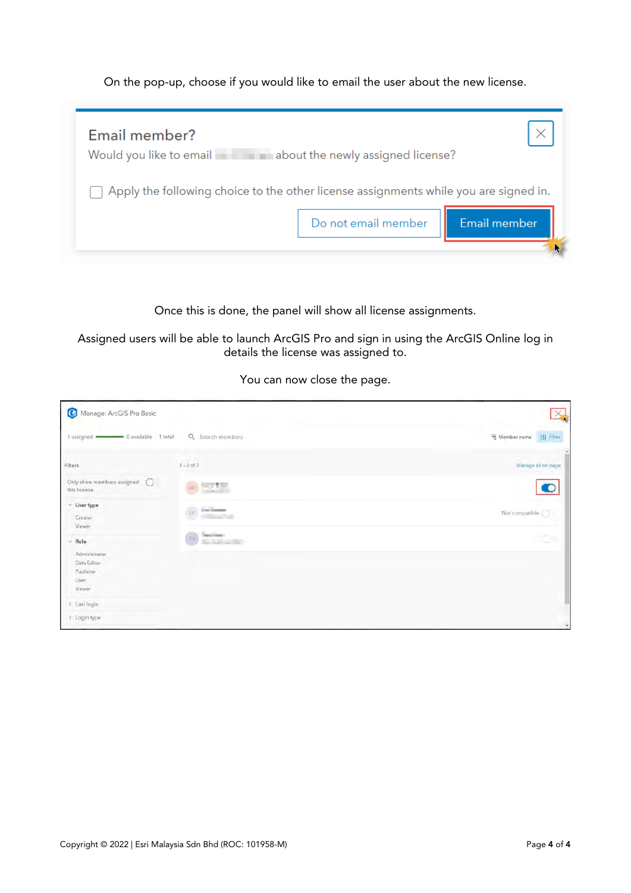On the pop-up, choose if you would like to email the user about the new license.

Once this is done, the panel will show all license assignments.

Assigned users will be able to launch ArcGIS Pro and sign in using the ArcGIS Online log in details the license was assigned to.

You can now close the page.

Copyright © 2022 | Esri Malaysia Sdn Bhd (ROC: 101958-M)